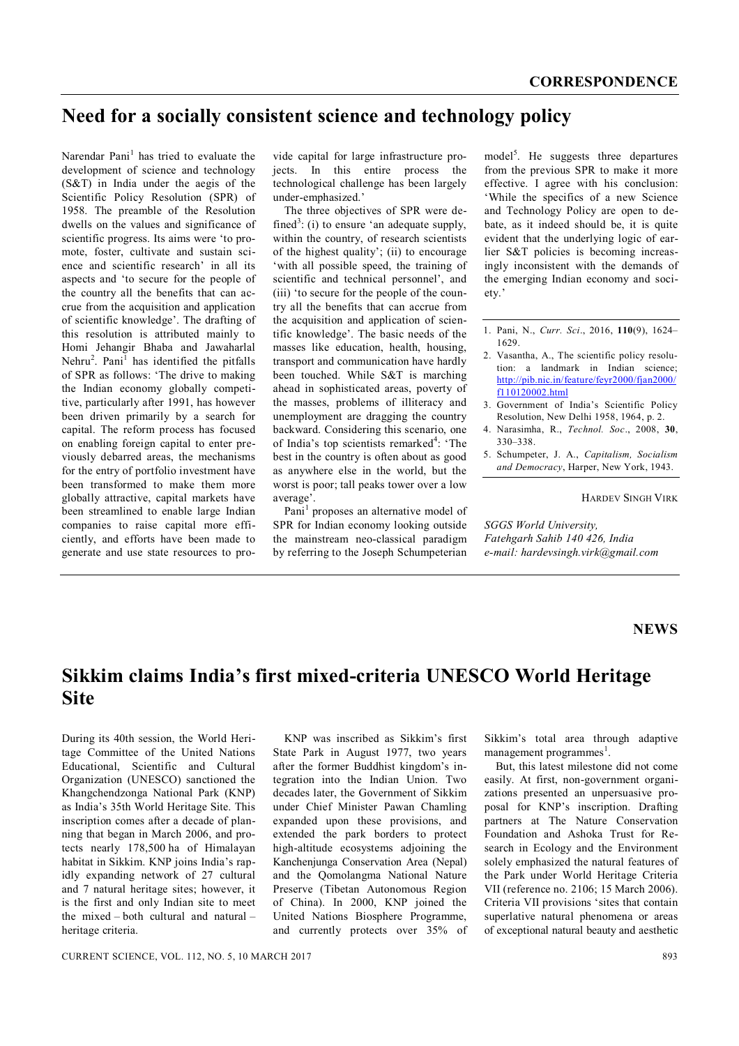## CORRESPONDENCE

# Need for a socially consistent science and technology policy

Narendar Pani[1] has tried to evaluate the development of science and technology (S&T) in India under the aegis of the Scientific Policy Resolution (SPR) of 1958. The preamble of the Resolution dwells on the values and significance of scientific progress. Its aims were 'to promote, foster, cultivate and sustain science and scientific research' in all its aspects and 'to secure for the people of the country all the benefits that can accrue from the acquisition and application of scientific knowledge'. The drafting of this resolution is attributed mainly to Homi Jehangir Bhaba and Jawaharlal Nehru[2]. Pani[1] has identified the pitfalls of SPR as follows: 'The drive to making the Indian economy globally competitive, particularly after 1991, has however been driven primarily by a search for capital. The reform process has focused on enabling foreign capital to enter previously debarred areas, the mechanisms for the entry of portfolio investment have been transformed to make them more globally attractive, capital markets have been streamlined to enable large Indian companies to raise capital more efficiently, and efforts have been made to generate and use state resources to provide capital for large infrastructure projects. In this entire process the technological challenge has been largely under-emphasized.'

The three objectives of SPR were defined[3]: (i) to ensure 'an adequate supply, within the country, of research scientists of the highest quality'; (ii) to encourage 'with all possible speed, the training of scientific and technical personnel', and (iii) 'to secure for the people of the country all the benefits that can accrue from the acquisition and application of scientific knowledge'. The basic needs of the masses like education, health, housing, transport and communication have hardly been touched. While S&T is marching ahead in sophisticated areas, poverty of the masses, problems of illiteracy and unemployment are dragging the country backward. Considering this scenario, one of India's top scientists remarked[4]: 'The best in the country is often about as good as anywhere else in the world, but the worst is poor; tall peaks tower over a low average'.

Pani[1] proposes an alternative model of SPR for Indian economy looking outside the mainstream neo-classical paradigm by referring to the Joseph Schumpeterian model[5]. He suggests three departures from the previous SPR to make it more effective. I agree with his conclusion: 'While the specifics of a new Science and Technology Policy are open to debate, as it indeed should be, it is quite evident that the underlying logic of earlier S&T policies is becoming increasingly inconsistent with the demands of the emerging Indian economy and society.'

1. Pani, N., *Curr. Sci*., 2016, **110**(9), 1624–1629.
2. Vasantha, A., The scientific policy resolution: a landmark in Indian science; http://pib.nic.in/feature/feyr2000/fjan2000/f110120002.html
3. Government of India's Scientific Policy Resolution, New Delhi 1958, 1964, p. 2.
4. Narasimha, R., *Technol. Soc*., 2008, **30**, 330–338.
5. Schumpeter, J. A., *Capitalism, Socialism and Democracy*, Harper, New York, 1943.

HARDEV SINGH VIRK

*SGGS World University,*
*Fatehgarh Sahib 140 426, India*
*e-mail: hardevsingh.virk@gmail.com*

## NEWS

# Sikkim claims India's first mixed-criteria UNESCO World Heritage Site

During its 40th session, the World Heritage Committee of the United Nations Educational, Scientific and Cultural Organization (UNESCO) sanctioned the Khangchendzonga National Park (KNP) as India's 35th World Heritage Site. This inscription comes after a decade of planning that began in March 2006, and protects nearly 178,500 ha of Himalayan habitat in Sikkim. KNP joins India's rapidly expanding network of 27 cultural and 7 natural heritage sites; however, it is the first and only Indian site to meet the mixed – both cultural and natural – heritage criteria.

KNP was inscribed as Sikkim's first State Park in August 1977, two years after the former Buddhist kingdom's integration into the Indian Union. Two decades later, the Government of Sikkim under Chief Minister Pawan Chamling expanded upon these provisions, and extended the park borders to protect high-altitude ecosystems adjoining the Kanchenjunga Conservation Area (Nepal) and the Qomolangma National Nature Preserve (Tibetan Autonomous Region of China). In 2000, KNP joined the United Nations Biosphere Programme, and currently protects over 35% of Sikkim's total area through adaptive management programmes[1].

But, this latest milestone did not come easily. At first, non-government organizations presented an unpersuasive proposal for KNP's inscription. Drafting partners at The Nature Conservation Foundation and Ashoka Trust for Research in Ecology and the Environment solely emphasized the natural features of the Park under World Heritage Criteria VII (reference no. 2106; 15 March 2006). Criteria VII provisions 'sites that contain superlative natural phenomena or areas of exceptional natural beauty and aesthetic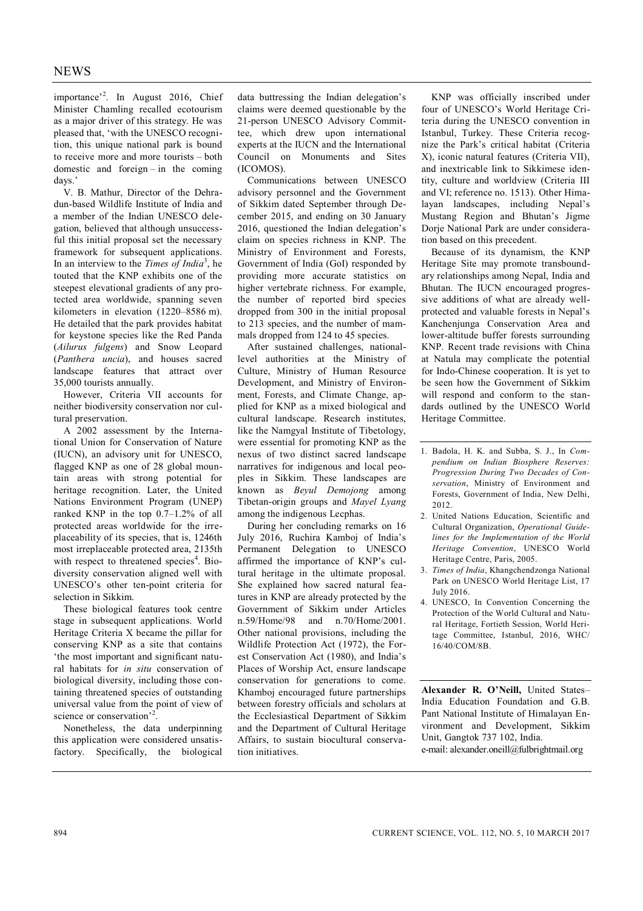importance'[2]. In August 2016, Chief Minister Chamling recalled ecotourism as a major driver of this strategy. He was pleased that, 'with the UNESCO recognition, this unique national park is bound to receive more and more tourists – both domestic and foreign – in the coming days.'

V. B. Mathur, Director of the Dehradun-based Wildlife Institute of India and a member of the Indian UNESCO delegation, believed that although unsuccessful this initial proposal set the necessary framework for subsequent applications. In an interview to the *Times of India*[3], he touted that the KNP exhibits one of the steepest elevational gradients of any protected area worldwide, spanning seven kilometers in elevation (1220–8586 m). He detailed that the park provides habitat for keystone species like the Red Panda (*Ailurus fulgens*) and Snow Leopard (*Panthera uncia*), and houses sacred landscape features that attract over 35,000 tourists annually.

However, Criteria VII accounts for neither biodiversity conservation nor cultural preservation.

A 2002 assessment by the International Union for Conservation of Nature (IUCN), an advisory unit for UNESCO, flagged KNP as one of 28 global mountain areas with strong potential for heritage recognition. Later, the United Nations Environment Program (UNEP) ranked KNP in the top 0.7–1.2% of all protected areas worldwide for the irreplaceability of its species, that is, 1246th most irreplaceable protected area, 2135th with respect to threatened species[4]. Biodiversity conservation aligned well with UNESCO's other ten-point criteria for selection in Sikkim.

These biological features took centre stage in subsequent applications. World Heritage Criteria X became the pillar for conserving KNP as a site that contains 'the most important and significant natural habitats for *in situ* conservation of biological diversity, including those containing threatened species of outstanding universal value from the point of view of science or conservation'[2].

Nonetheless, the data underpinning this application were considered unsatisfactory. Specifically, the biological data buttressing the Indian delegation's claims were deemed questionable by the 21-person UNESCO Advisory Committee, which drew upon international experts at the IUCN and the International Council on Monuments and Sites (ICOMOS).

Communications between UNESCO advisory personnel and the Government of Sikkim dated September through December 2015, and ending on 30 January 2016, questioned the Indian delegation's claim on species richness in KNP. The Ministry of Environment and Forests, Government of India (GoI) responded by providing more accurate statistics on higher vertebrate richness. For example, the number of reported bird species dropped from 300 in the initial proposal to 213 species, and the number of mammals dropped from 124 to 45 species.

After sustained challenges, national-level authorities at the Ministry of Culture, Ministry of Human Resource Development, and Ministry of Environment, Forests, and Climate Change, applied for KNP as a mixed biological and cultural landscape. Research institutes, like the Namgyal Institute of Tibetology, were essential for promoting KNP as the nexus of two distinct sacred landscape narratives for indigenous and local peoples in Sikkim. These landscapes are known as *Beyul Demojong* among Tibetan-origin groups and *Mayel Lyang* among the indigenous Lecphas.

During her concluding remarks on 16 July 2016, Ruchira Kamboj of India's Permanent Delegation to UNESCO affirmed the importance of KNP's cultural heritage in the ultimate proposal. She explained how sacred natural features in KNP are already protected by the Government of Sikkim under Articles n.59/Home/98 and n.70/Home/2001. Other national provisions, including the Wildlife Protection Act (1972), the Forest Conservation Act (1980), and India's Places of Worship Act, ensure landscape conservation for generations to come. Khamboj encouraged future partnerships between forestry officials and scholars at the Ecclesiastical Department of Sikkim and the Department of Cultural Heritage Affairs, to sustain biocultural conservation initiatives.

KNP was officially inscribed under four of UNESCO's World Heritage Criteria during the UNESCO convention in Istanbul, Turkey. These Criteria recognize the Park's critical habitat (Criteria X), iconic natural features (Criteria VII), and inextricable link to Sikkimese identity, culture and worldview (Criteria III and VI; reference no. 1513). Other Himalayan landscapes, including Nepal's Mustang Region and Bhutan's Jigme Dorje National Park are under consideration based on this precedent.

Because of its dynamism, the KNP Heritage Site may promote transboundary relationships among Nepal, India and Bhutan. The IUCN encouraged progressive additions of what are already well-protected and valuable forests in Nepal's Kanchenjunga Conservation Area and lower-altitude buffer forests surrounding KNP. Recent trade revisions with China at Natula may complicate the potential for Indo-Chinese cooperation. It is yet to be seen how the Government of Sikkim will respond and conform to the standards outlined by the UNESCO World Heritage Committee.

---

1. Badola, H. K. and Subba, S. J., In *Compendium on Indian Biosphere Reserves: Progression During Two Decades of Conservation*, Ministry of Environment and Forests, Government of India, New Delhi, 2012.
2. United Nations Education, Scientific and Cultural Organization, *Operational Guidelines for the Implementation of the World Heritage Convention*, UNESCO World Heritage Centre, Paris, 2005.
3. *Times of India*, Khangchendzonga National Park on UNESCO World Heritage List, 17 July 2016.
4. UNESCO, In Convention Concerning the Protection of the World Cultural and Natural Heritage, Fortieth Session, World Heritage Committee, Istanbul, 2016, WHC/16/40/COM/8B.

---

**Alexander R. O'Neill,** United States–India Education Foundation and G.B. Pant National Institute of Himalayan Environment and Development, Sikkim Unit, Gangtok 737 102, India.
e-mail: alexander.oneill@fulbrightmail.org